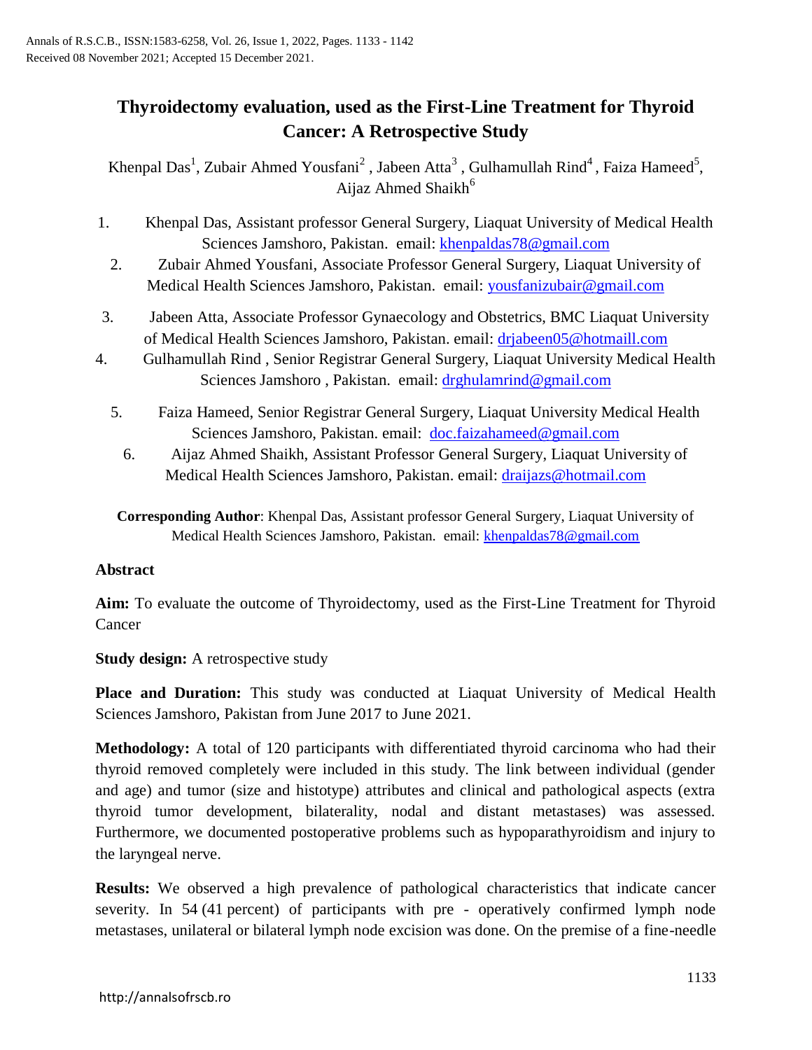# Thyroidectomy evaluation, used as the First-Line Treatment for Thyroid Cancer: A Retrospective Study

Khenpal Das[1], Zubair Ahmed Yousfani[2], Jabeen Atta[3], Gulhamullah Rind[4], Faiza Hameed[5], Aijaz Ahmed Shaikh[6]

1. Khenpal Das, Assistant professor General Surgery, Liaquat University of Medical Health Sciences Jamshoro, Pakistan. email: khenpaldas78@gmail.com
2. Zubair Ahmed Yousfani, Associate Professor General Surgery, Liaquat University of Medical Health Sciences Jamshoro, Pakistan. email: yousfanizubair@gmail.com
3. Jabeen Atta, Associate Professor Gynaecology and Obstetrics, BMC Liaquat University of Medical Health Sciences Jamshoro, Pakistan. email: drjabeen05@hotmaill.com
4. Gulhamullah Rind , Senior Registrar General Surgery, Liaquat University Medical Health Sciences Jamshoro , Pakistan. email: drghulamrind@gmail.com
5. Faiza Hameed, Senior Registrar General Surgery, Liaquat University Medical Health Sciences Jamshoro, Pakistan. email: doc.faizahameed@gmail.com
6. Aijaz Ahmed Shaikh, Assistant Professor General Surgery, Liaquat University of Medical Health Sciences Jamshoro, Pakistan. email: draijazs@hotmail.com

**Corresponding Author**: Khenpal Das, Assistant professor General Surgery, Liaquat University of Medical Health Sciences Jamshoro, Pakistan. email: khenpaldas78@gmail.com

## Abstract

**Aim:** To evaluate the outcome of Thyroidectomy, used as the First-Line Treatment for Thyroid Cancer

**Study design:** A retrospective study

**Place and Duration:** This study was conducted at Liaquat University of Medical Health Sciences Jamshoro, Pakistan from June 2017 to June 2021.

**Methodology:** A total of 120 participants with differentiated thyroid carcinoma who had their thyroid removed completely were included in this study. The link between individual (gender and age) and tumor (size and histotype) attributes and clinical and pathological aspects (extra thyroid tumor development, bilaterality, nodal and distant metastases) was assessed. Furthermore, we documented postoperative problems such as hypoparathyroidism and injury to the laryngeal nerve.

**Results:** We observed a high prevalence of pathological characteristics that indicate cancer severity. In 54 (41 percent) of participants with pre - operatively confirmed lymph node metastases, unilateral or bilateral lymph node excision was done. On the premise of a fine-needle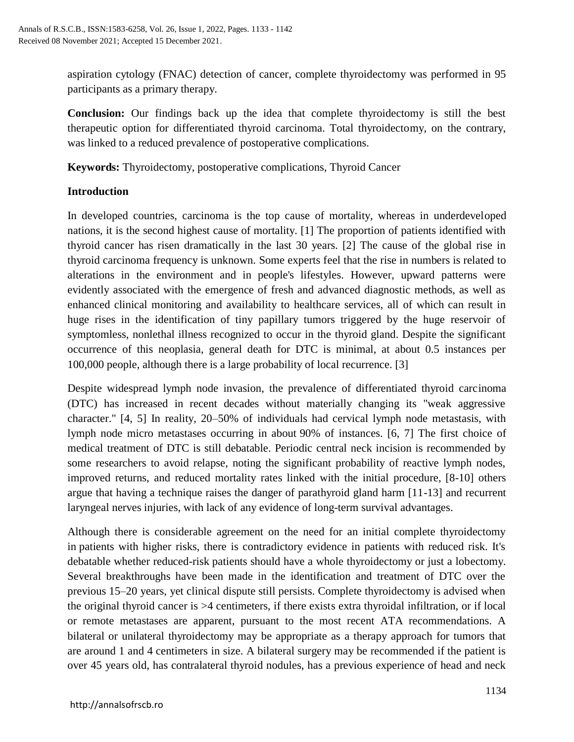aspiration cytology (FNAC) detection of cancer, complete thyroidectomy was performed in 95 participants as a primary therapy.

**Conclusion:** Our findings back up the idea that complete thyroidectomy is still the best therapeutic option for differentiated thyroid carcinoma. Total thyroidectomy, on the contrary, was linked to a reduced prevalence of postoperative complications.

**Keywords:** Thyroidectomy, postoperative complications, Thyroid Cancer

## Introduction

In developed countries, carcinoma is the top cause of mortality, whereas in underdeveloped nations, it is the second highest cause of mortality. [1] The proportion of patients identified with thyroid cancer has risen dramatically in the last 30 years. [2] The cause of the global rise in thyroid carcinoma frequency is unknown. Some experts feel that the rise in numbers is related to alterations in the environment and in people's lifestyles. However, upward patterns were evidently associated with the emergence of fresh and advanced diagnostic methods, as well as enhanced clinical monitoring and availability to healthcare services, all of which can result in huge rises in the identification of tiny papillary tumors triggered by the huge reservoir of symptomless, nonlethal illness recognized to occur in the thyroid gland. Despite the significant occurrence of this neoplasia, general death for DTC is minimal, at about 0.5 instances per 100,000 people, although there is a large probability of local recurrence. [3]

Despite widespread lymph node invasion, the prevalence of differentiated thyroid carcinoma (DTC) has increased in recent decades without materially changing its "weak aggressive character." [4, 5] In reality, 20–50% of individuals had cervical lymph node metastasis, with lymph node micro metastases occurring in about 90% of instances. [6, 7] The first choice of medical treatment of DTC is still debatable. Periodic central neck incision is recommended by some researchers to avoid relapse, noting the significant probability of reactive lymph nodes, improved returns, and reduced mortality rates linked with the initial procedure, [8-10] others argue that having a technique raises the danger of parathyroid gland harm [11-13] and recurrent laryngeal nerves injuries, with lack of any evidence of long-term survival advantages.

Although there is considerable agreement on the need for an initial complete thyroidectomy in patients with higher risks, there is contradictory evidence in patients with reduced risk. It's debatable whether reduced-risk patients should have a whole thyroidectomy or just a lobectomy. Several breakthroughs have been made in the identification and treatment of DTC over the previous 15–20 years, yet clinical dispute still persists. Complete thyroidectomy is advised when the original thyroid cancer is >4 centimeters, if there exists extra thyroidal infiltration, or if local or remote metastases are apparent, pursuant to the most recent ATA recommendations. A bilateral or unilateral thyroidectomy may be appropriate as a therapy approach for tumors that are around 1 and 4 centimeters in size. A bilateral surgery may be recommended if the patient is over 45 years old, has contralateral thyroid nodules, has a previous experience of head and neck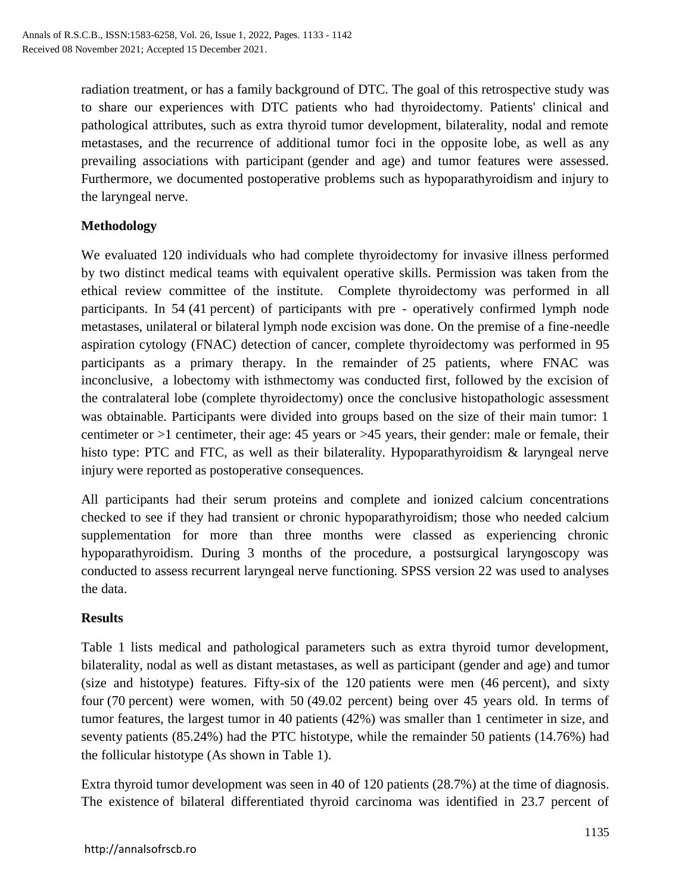radiation treatment, or has a family background of DTC. The goal of this retrospective study was to share our experiences with DTC patients who had thyroidectomy. Patients' clinical and pathological attributes, such as extra thyroid tumor development, bilaterality, nodal and remote metastases, and the recurrence of additional tumor foci in the opposite lobe, as well as any prevailing associations with participant (gender and age) and tumor features were assessed. Furthermore, we documented postoperative problems such as hypoparathyroidism and injury to the laryngeal nerve.

## Methodology

We evaluated 120 individuals who had complete thyroidectomy for invasive illness performed by two distinct medical teams with equivalent operative skills. Permission was taken from the ethical review committee of the institute. Complete thyroidectomy was performed in all participants. In 54 (41 percent) of participants with pre - operatively confirmed lymph node metastases, unilateral or bilateral lymph node excision was done. On the premise of a fine-needle aspiration cytology (FNAC) detection of cancer, complete thyroidectomy was performed in 95 participants as a primary therapy. In the remainder of 25 patients, where FNAC was inconclusive, a lobectomy with isthmectomy was conducted first, followed by the excision of the contralateral lobe (complete thyroidectomy) once the conclusive histopathologic assessment was obtainable. Participants were divided into groups based on the size of their main tumor: 1 centimeter or >1 centimeter, their age: 45 years or >45 years, their gender: male or female, their histo type: PTC and FTC, as well as their bilaterality. Hypoparathyroidism & laryngeal nerve injury were reported as postoperative consequences.

All participants had their serum proteins and complete and ionized calcium concentrations checked to see if they had transient or chronic hypoparathyroidism; those who needed calcium supplementation for more than three months were classed as experiencing chronic hypoparathyroidism. During 3 months of the procedure, a postsurgical laryngoscopy was conducted to assess recurrent laryngeal nerve functioning. SPSS version 22 was used to analyses the data.

## Results

Table 1 lists medical and pathological parameters such as extra thyroid tumor development, bilaterality, nodal as well as distant metastases, as well as participant (gender and age) and tumor (size and histotype) features. Fifty-six of the 120 patients were men (46 percent), and sixty four (70 percent) were women, with 50 (49.02 percent) being over 45 years old. In terms of tumor features, the largest tumor in 40 patients (42%) was smaller than 1 centimeter in size, and seventy patients (85.24%) had the PTC histotype, while the remainder 50 patients (14.76%) had the follicular histotype (As shown in Table 1).

Extra thyroid tumor development was seen in 40 of 120 patients (28.7%) at the time of diagnosis. The existence of bilateral differentiated thyroid carcinoma was identified in 23.7 percent of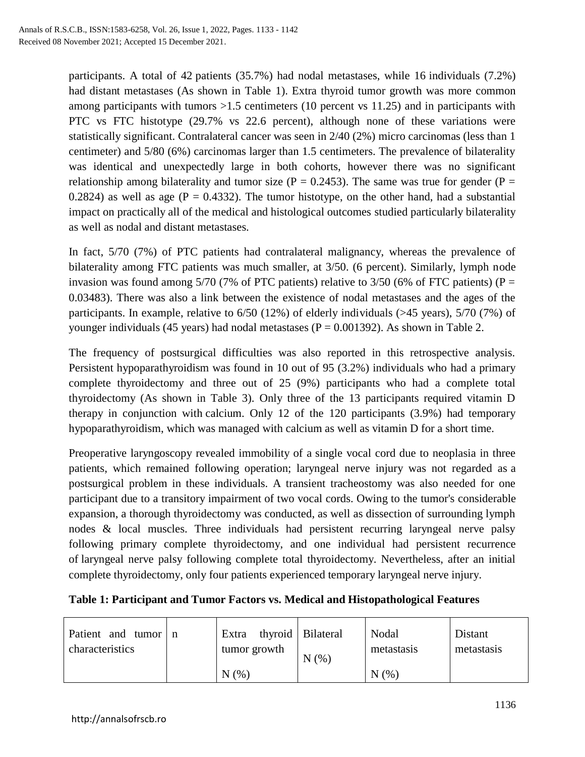participants. A total of 42 patients (35.7%) had nodal metastases, while 16 individuals (7.2%) had distant metastases (As shown in Table 1). Extra thyroid tumor growth was more common among participants with tumors >1.5 centimeters (10 percent vs 11.25) and in participants with PTC vs FTC histotype (29.7% vs 22.6 percent), although none of these variations were statistically significant. Contralateral cancer was seen in 2/40 (2%) micro carcinomas (less than 1 centimeter) and 5/80 (6%) carcinomas larger than 1.5 centimeters. The prevalence of bilaterality was identical and unexpectedly large in both cohorts, however there was no significant relationship among bilaterality and tumor size ($P = 0.2453$). The same was true for gender ($P = 0.2824$) as well as age ($P = 0.4332$). The tumor histotype, on the other hand, had a substantial impact on practically all of the medical and histological outcomes studied particularly bilaterality as well as nodal and distant metastases.

In fact, 5/70 (7%) of PTC patients had contralateral malignancy, whereas the prevalence of bilaterality among FTC patients was much smaller, at 3/50. (6 percent). Similarly, lymph node invasion was found among 5/70 (7% of PTC patients) relative to 3/50 (6% of FTC patients) ($P = 0.03483$). There was also a link between the existence of nodal metastases and the ages of the participants. In example, relative to 6/50 (12%) of elderly individuals (>45 years), 5/70 (7%) of younger individuals (45 years) had nodal metastases ($P = 0.001392$). As shown in Table 2.

The frequency of postsurgical difficulties was also reported in this retrospective analysis. Persistent hypoparathyroidism was found in 10 out of 95 (3.2%) individuals who had a primary complete thyroidectomy and three out of 25 (9%) participants who had a complete total thyroidectomy (As shown in Table 3). Only three of the 13 participants required vitamin D therapy in conjunction with calcium. Only 12 of the 120 participants (3.9%) had temporary hypoparathyroidism, which was managed with calcium as well as vitamin D for a short time.

Preoperative laryngoscopy revealed immobility of a single vocal cord due to neoplasia in three patients, which remained following operation; laryngeal nerve injury was not regarded as a postsurgical problem in these individuals. A transient tracheostomy was also needed for one participant due to a transitory impairment of two vocal cords. Owing to the tumor's considerable expansion, a thorough thyroidectomy was conducted, as well as dissection of surrounding lymph nodes & local muscles. Three individuals had persistent recurring laryngeal nerve palsy following primary complete thyroidectomy, and one individual had persistent recurrence of laryngeal nerve palsy following complete total thyroidectomy. Nevertheless, after an initial complete thyroidectomy, only four patients experienced temporary laryngeal nerve injury.

**Table 1: Participant and Tumor Factors vs. Medical and Histopathological Features**

| Patient and tumor characteristics | n | Extra thyroid tumor growth N (%) | Bilateral N (%) | Nodal metastasis N (%) | Distant metastasis |
|---|---|---|---|---|---|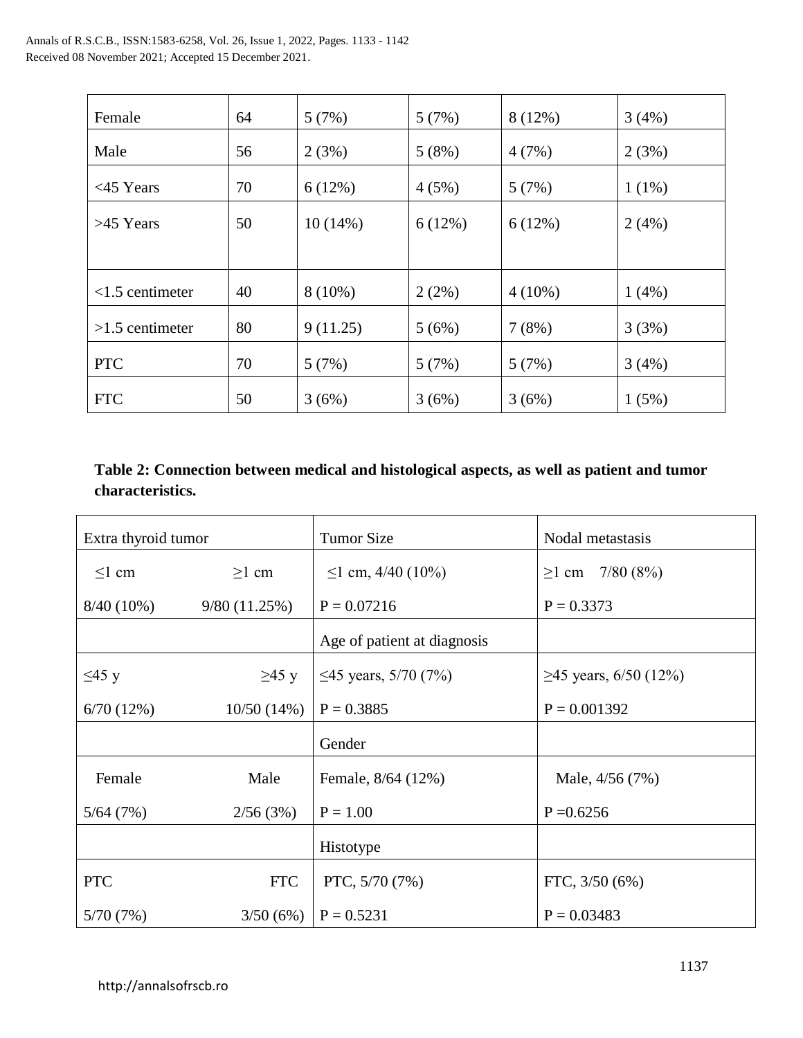| Female | 64 | 5 (7%) | 5 (7%) | 8 (12%) | 3 (4%) |
|---|---|---|---|---|---|
| Male | 56 | 2 (3%) | 5 (8%) | 4 (7%) | 2 (3%) |
| <45 Years | 70 | 6 (12%) | 4 (5%) | 5 (7%) | 1 (1%) |
| >45 Years | 50 | 10 (14%) | 6 (12%) | 6 (12%) | 2 (4%) |
| <1.5 centimeter | 40 | 8 (10%) | 2 (2%) | 4 (10%) | 1 (4%) |
| >1.5 centimeter | 80 | 9 (11.25) | 5 (6%) | 7 (8%) | 3 (3%) |
| PTC | 70 | 5 (7%) | 5 (7%) | 5 (7%) | 3 (4%) |
| FTC | 50 | 3 (6%) | 3 (6%) | 3 (6%) | 1 (5%) |

**Table 2: Connection between medical and histological aspects, as well as patient and tumor characteristics.**

| Extra thyroid tumor | | Tumor Size | Nodal metastasis |
|---|---|---|---|
| ≤1 cm | ≥1 cm | ≤1 cm, 4/40 (10%) | ≥1 cm 7/80 (8%) |
| 8/40 (10%) | 9/80 (11.25%) | P = 0.07216 | P = 0.3373 |
| | | Age of patient at diagnosis | |
| ≤45 y | ≥45 y | ≤45 years, 5/70 (7%) | ≥45 years, 6/50 (12%) |
| 6/70 (12%) | 10/50 (14%) | P = 0.3885 | P = 0.001392 |
| | | Gender | |
| Female | Male | Female, 8/64 (12%) | Male, 4/56 (7%) |
| 5/64 (7%) | 2/56 (3%) | P = 1.00 | P =0.6256 |
| | | Histotype | |
| PTC | FTC | PTC, 5/70 (7%) | FTC, 3/50 (6%) |
| 5/70 (7%) | 3/50 (6%) | P = 0.5231 | P = 0.03483 |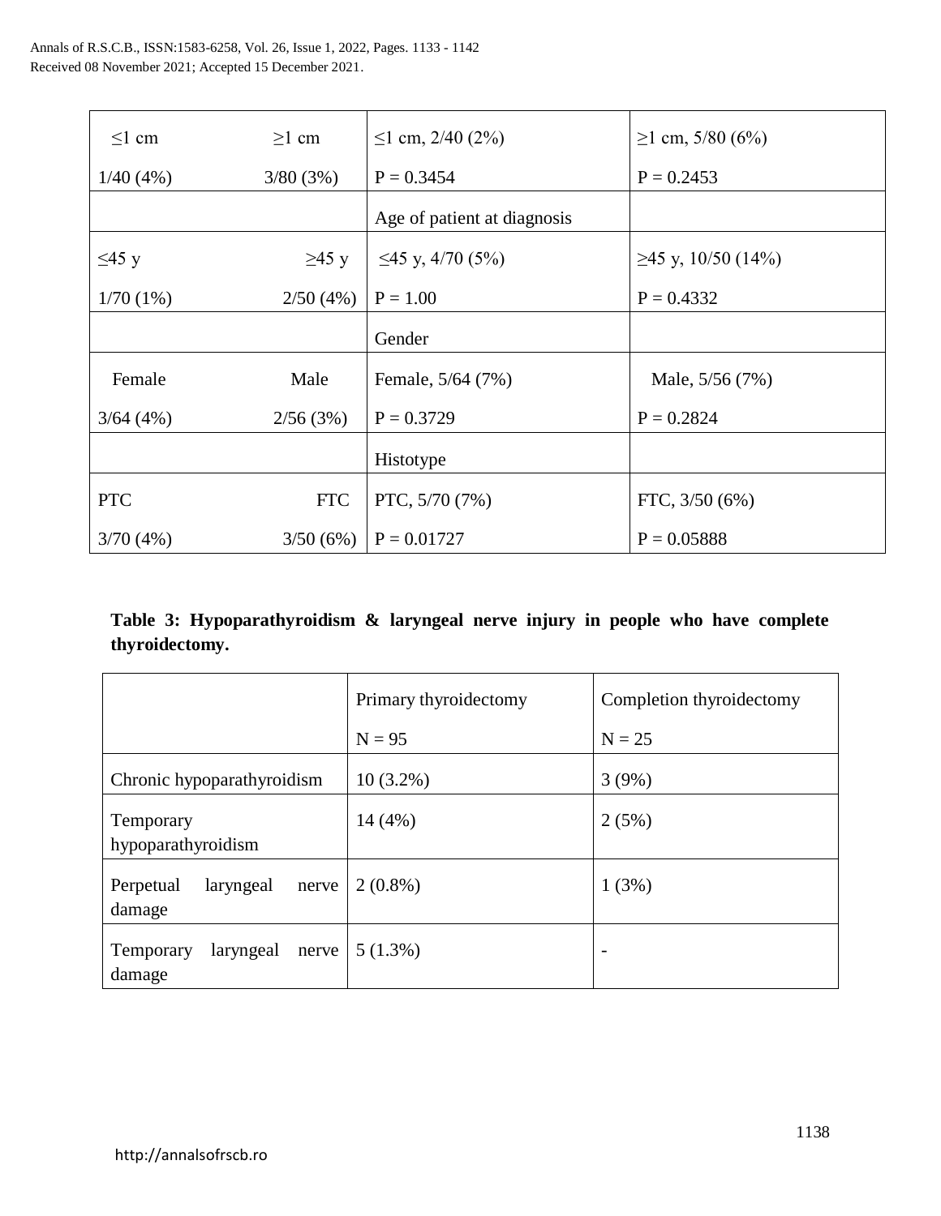| ≤1 cm | ≥1 cm | ≤1 cm, 2/40 (2%) | ≥1 cm, 5/80 (6%) |
|---|---|---|---|
| 1/40 (4%) | 3/80 (3%) | P = 0.3454 | P = 0.2453 |
| | | Age of patient at diagnosis | |
| ≤45 y | ≥45 y | ≤45 y, 4/70 (5%) | ≥45 y, 10/50 (14%) |
| 1/70 (1%) | 2/50 (4%) | P = 1.00 | P = 0.4332 |
| | | Gender | |
| Female | Male | Female, 5/64 (7%) | Male, 5/56 (7%) |
| 3/64 (4%) | 2/56 (3%) | P = 0.3729 | P = 0.2824 |
| | | Histotype | |
| PTC | FTC | PTC, 5/70 (7%) | FTC, 3/50 (6%) |
| 3/70 (4%) | 3/50 (6%) | P = 0.01727 | P = 0.05888 |

**Table 3: Hypoparathyroidism & laryngeal nerve injury in people who have complete thyroidectomy.**

| | Primary thyroidectomy N = 95 | Completion thyroidectomy N = 25 |
|---|---|---|
| Chronic hypoparathyroidism | 10 (3.2%) | 3 (9%) |
| Temporary hypoparathyroidism | 14 (4%) | 2 (5%) |
| Perpetual laryngeal nerve damage | 2 (0.8%) | 1 (3%) |
| Temporary laryngeal nerve damage | 5 (1.3%) | - |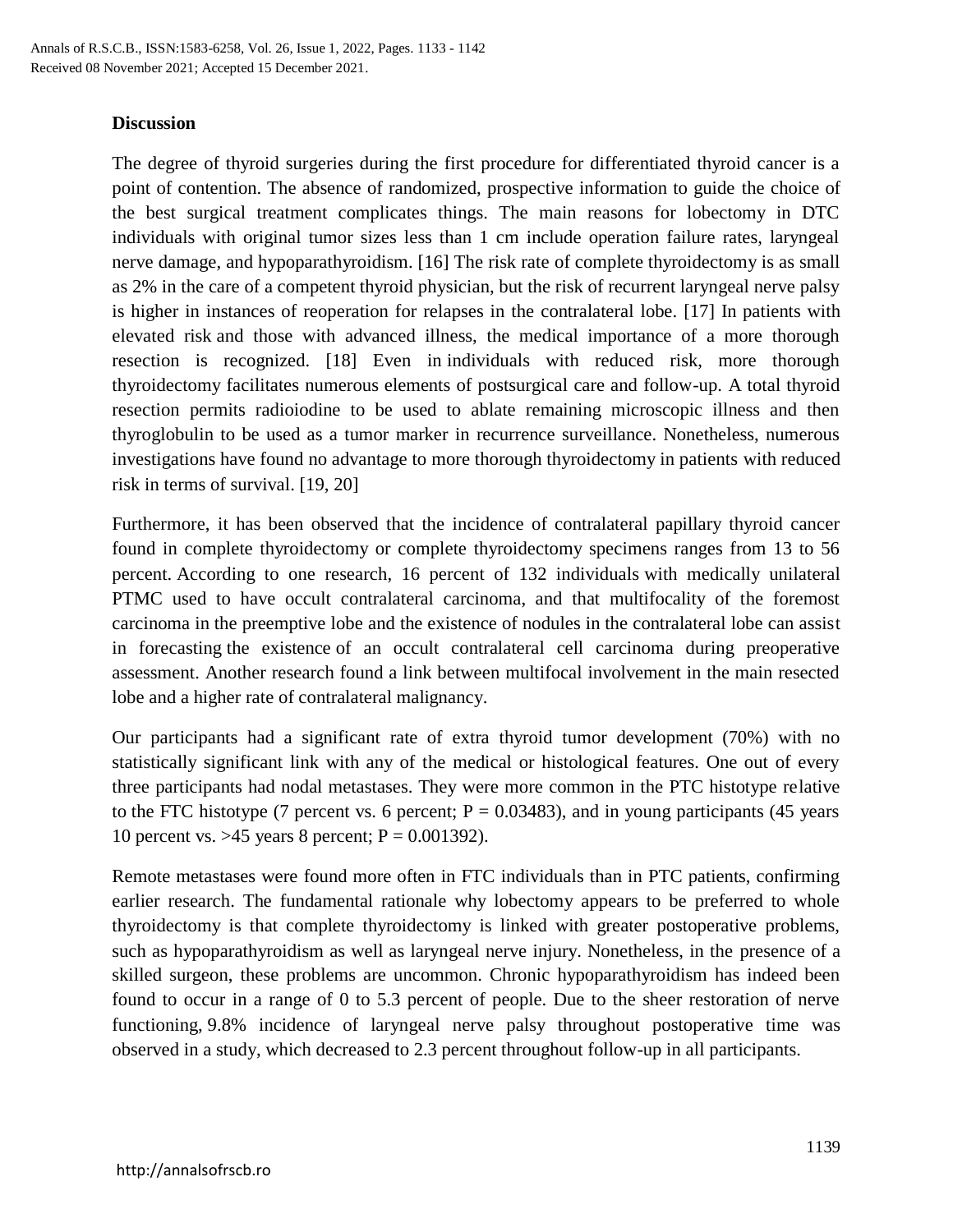## Discussion

The degree of thyroid surgeries during the first procedure for differentiated thyroid cancer is a point of contention. The absence of randomized, prospective information to guide the choice of the best surgical treatment complicates things. The main reasons for lobectomy in DTC individuals with original tumor sizes less than 1 cm include operation failure rates, laryngeal nerve damage, and hypoparathyroidism. [16] The risk rate of complete thyroidectomy is as small as 2% in the care of a competent thyroid physician, but the risk of recurrent laryngeal nerve palsy is higher in instances of reoperation for relapses in the contralateral lobe. [17] In patients with elevated risk and those with advanced illness, the medical importance of a more thorough resection is recognized. [18] Even in individuals with reduced risk, more thorough thyroidectomy facilitates numerous elements of postsurgical care and follow-up. A total thyroid resection permits radioiodine to be used to ablate remaining microscopic illness and then thyroglobulin to be used as a tumor marker in recurrence surveillance. Nonetheless, numerous investigations have found no advantage to more thorough thyroidectomy in patients with reduced risk in terms of survival. [19, 20]

Furthermore, it has been observed that the incidence of contralateral papillary thyroid cancer found in complete thyroidectomy or complete thyroidectomy specimens ranges from 13 to 56 percent. According to one research, 16 percent of 132 individuals with medically unilateral PTMC used to have occult contralateral carcinoma, and that multifocality of the foremost carcinoma in the preemptive lobe and the existence of nodules in the contralateral lobe can assist in forecasting the existence of an occult contralateral cell carcinoma during preoperative assessment. Another research found a link between multifocal involvement in the main resected lobe and a higher rate of contralateral malignancy.

Our participants had a significant rate of extra thyroid tumor development (70%) with no statistically significant link with any of the medical or histological features. One out of every three participants had nodal metastases. They were more common in the PTC histotype relative to the FTC histotype (7 percent vs. 6 percent; $P = 0.03483$), and in young participants (45 years 10 percent vs. >45 years 8 percent; $P = 0.001392$).

Remote metastases were found more often in FTC individuals than in PTC patients, confirming earlier research. The fundamental rationale why lobectomy appears to be preferred to whole thyroidectomy is that complete thyroidectomy is linked with greater postoperative problems, such as hypoparathyroidism as well as laryngeal nerve injury. Nonetheless, in the presence of a skilled surgeon, these problems are uncommon. Chronic hypoparathyroidism has indeed been found to occur in a range of 0 to 5.3 percent of people. Due to the sheer restoration of nerve functioning, 9.8% incidence of laryngeal nerve palsy throughout postoperative time was observed in a study, which decreased to 2.3 percent throughout follow-up in all participants.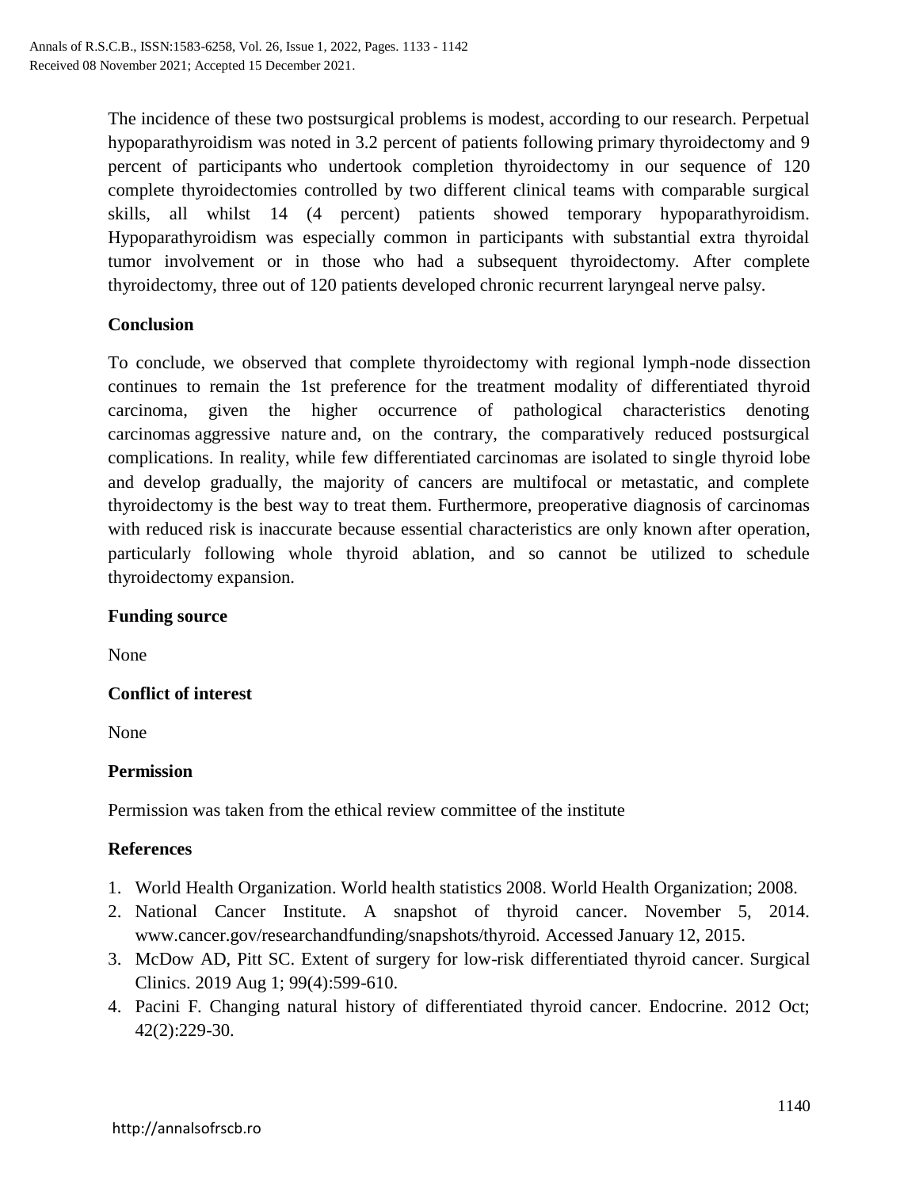The incidence of these two postsurgical problems is modest, according to our research. Perpetual hypoparathyroidism was noted in 3.2 percent of patients following primary thyroidectomy and 9 percent of participants who undertook completion thyroidectomy in our sequence of 120 complete thyroidectomies controlled by two different clinical teams with comparable surgical skills, all whilst 14 (4 percent) patients showed temporary hypoparathyroidism. Hypoparathyroidism was especially common in participants with substantial extra thyroidal tumor involvement or in those who had a subsequent thyroidectomy. After complete thyroidectomy, three out of 120 patients developed chronic recurrent laryngeal nerve palsy.

**Conclusion**

To conclude, we observed that complete thyroidectomy with regional lymph-node dissection continues to remain the 1st preference for the treatment modality of differentiated thyroid carcinoma, given the higher occurrence of pathological characteristics denoting carcinomas aggressive nature and, on the contrary, the comparatively reduced postsurgical complications. In reality, while few differentiated carcinomas are isolated to single thyroid lobe and develop gradually, the majority of cancers are multifocal or metastatic, and complete thyroidectomy is the best way to treat them. Furthermore, preoperative diagnosis of carcinomas with reduced risk is inaccurate because essential characteristics are only known after operation, particularly following whole thyroid ablation, and so cannot be utilized to schedule thyroidectomy expansion.

**Funding source**

None

**Conflict of interest**

None

**Permission**

Permission was taken from the ethical review committee of the institute

**References**

1. World Health Organization. World health statistics 2008. World Health Organization; 2008.
2. National Cancer Institute. A snapshot of thyroid cancer. November 5, 2014. www.cancer.gov/researchandfunding/snapshots/thyroid. Accessed January 12, 2015.
3. McDow AD, Pitt SC. Extent of surgery for low-risk differentiated thyroid cancer. Surgical Clinics. 2019 Aug 1; 99(4):599-610.
4. Pacini F. Changing natural history of differentiated thyroid cancer. Endocrine. 2012 Oct; 42(2):229-30.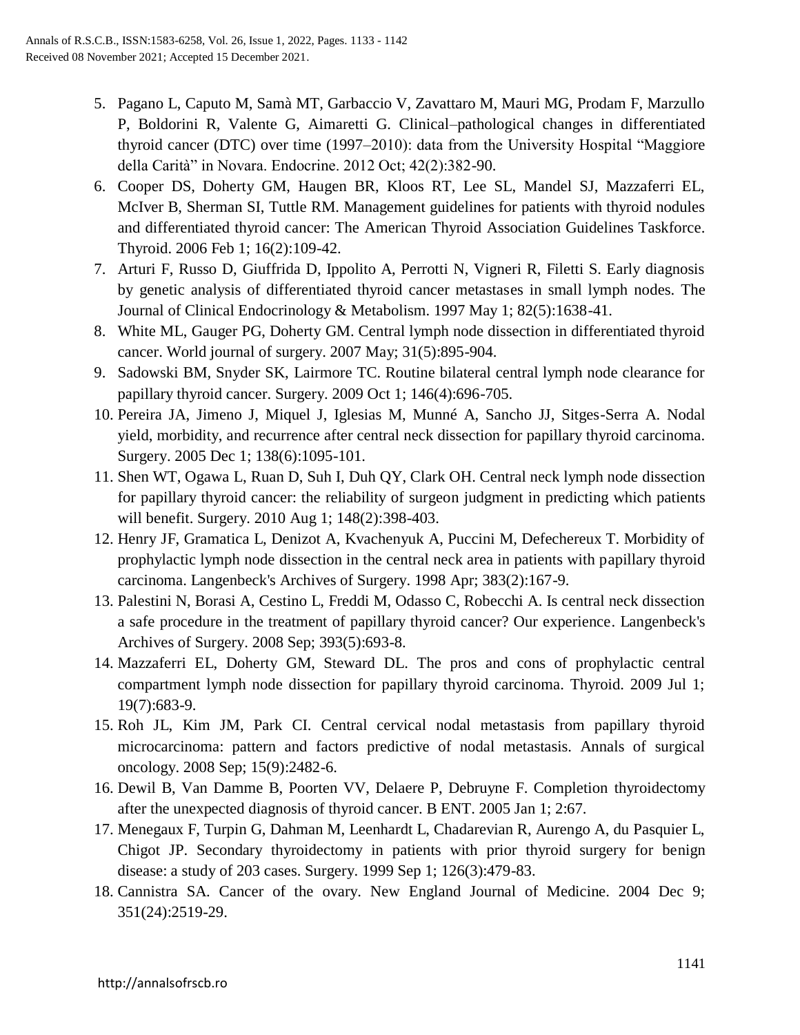5. Pagano L, Caputo M, Samà MT, Garbaccio V, Zavattaro M, Mauri MG, Prodam F, Marzullo P, Boldorini R, Valente G, Aimaretti G. Clinical–pathological changes in differentiated thyroid cancer (DTC) over time (1997–2010): data from the University Hospital "Maggiore della Carità" in Novara. Endocrine. 2012 Oct; 42(2):382-90.
6. Cooper DS, Doherty GM, Haugen BR, Kloos RT, Lee SL, Mandel SJ, Mazzaferri EL, McIver B, Sherman SI, Tuttle RM. Management guidelines for patients with thyroid nodules and differentiated thyroid cancer: The American Thyroid Association Guidelines Taskforce. Thyroid. 2006 Feb 1; 16(2):109-42.
7. Arturi F, Russo D, Giuffrida D, Ippolito A, Perrotti N, Vigneri R, Filetti S. Early diagnosis by genetic analysis of differentiated thyroid cancer metastases in small lymph nodes. The Journal of Clinical Endocrinology & Metabolism. 1997 May 1; 82(5):1638-41.
8. White ML, Gauger PG, Doherty GM. Central lymph node dissection in differentiated thyroid cancer. World journal of surgery. 2007 May; 31(5):895-904.
9. Sadowski BM, Snyder SK, Lairmore TC. Routine bilateral central lymph node clearance for papillary thyroid cancer. Surgery. 2009 Oct 1; 146(4):696-705.
10. Pereira JA, Jimeno J, Miquel J, Iglesias M, Munné A, Sancho JJ, Sitges-Serra A. Nodal yield, morbidity, and recurrence after central neck dissection for papillary thyroid carcinoma. Surgery. 2005 Dec 1; 138(6):1095-101.
11. Shen WT, Ogawa L, Ruan D, Suh I, Duh QY, Clark OH. Central neck lymph node dissection for papillary thyroid cancer: the reliability of surgeon judgment in predicting which patients will benefit. Surgery. 2010 Aug 1; 148(2):398-403.
12. Henry JF, Gramatica L, Denizot A, Kvachenyuk A, Puccini M, Defechereux T. Morbidity of prophylactic lymph node dissection in the central neck area in patients with papillary thyroid carcinoma. Langenbeck's Archives of Surgery. 1998 Apr; 383(2):167-9.
13. Palestini N, Borasi A, Cestino L, Freddi M, Odasso C, Robecchi A. Is central neck dissection a safe procedure in the treatment of papillary thyroid cancer? Our experience. Langenbeck's Archives of Surgery. 2008 Sep; 393(5):693-8.
14. Mazzaferri EL, Doherty GM, Steward DL. The pros and cons of prophylactic central compartment lymph node dissection for papillary thyroid carcinoma. Thyroid. 2009 Jul 1; 19(7):683-9.
15. Roh JL, Kim JM, Park CI. Central cervical nodal metastasis from papillary thyroid microcarcinoma: pattern and factors predictive of nodal metastasis. Annals of surgical oncology. 2008 Sep; 15(9):2482-6.
16. Dewil B, Van Damme B, Poorten VV, Delaere P, Debruyne F. Completion thyroidectomy after the unexpected diagnosis of thyroid cancer. B ENT. 2005 Jan 1; 2:67.
17. Menegaux F, Turpin G, Dahman M, Leenhardt L, Chadarevian R, Aurengo A, du Pasquier L, Chigot JP. Secondary thyroidectomy in patients with prior thyroid surgery for benign disease: a study of 203 cases. Surgery. 1999 Sep 1; 126(3):479-83.
18. Cannistra SA. Cancer of the ovary. New England Journal of Medicine. 2004 Dec 9; 351(24):2519-29.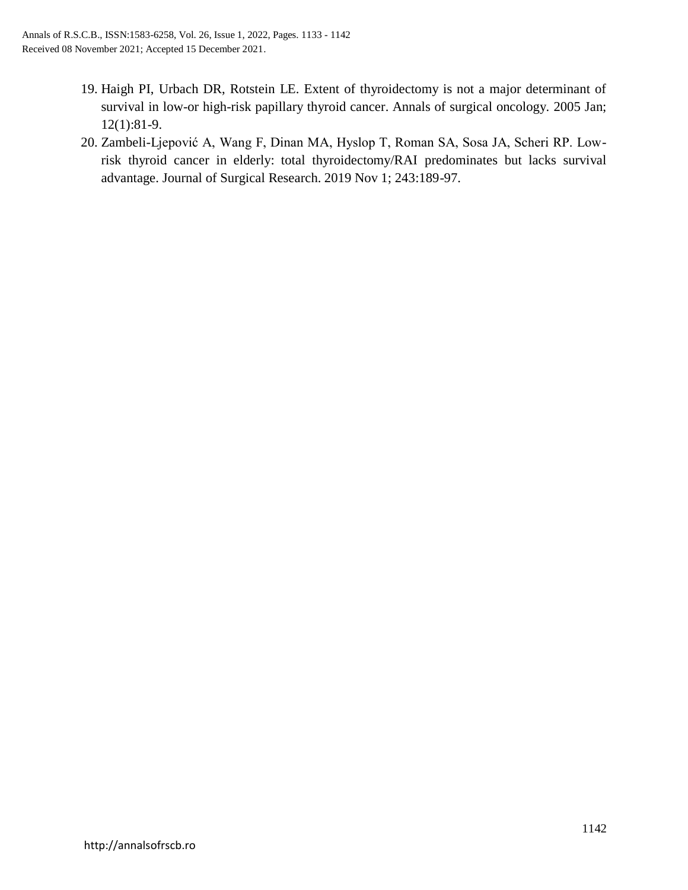19. Haigh PI, Urbach DR, Rotstein LE. Extent of thyroidectomy is not a major determinant of survival in low-or high-risk papillary thyroid cancer. Annals of surgical oncology. 2005 Jan; 12(1):81-9.
20. Zambeli-Ljepović A, Wang F, Dinan MA, Hyslop T, Roman SA, Sosa JA, Scheri RP. Low-risk thyroid cancer in elderly: total thyroidectomy/RAI predominates but lacks survival advantage. Journal of Surgical Research. 2019 Nov 1; 243:189-97.